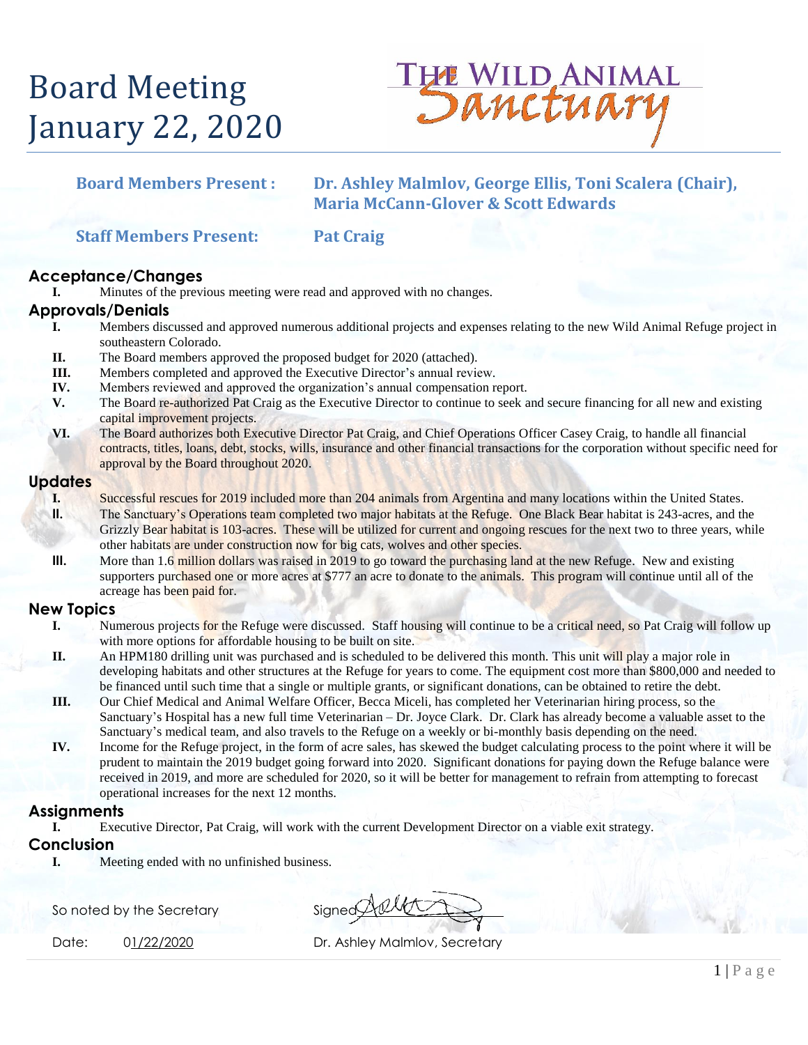# Board Meeting
# January 22, 2020

THE WILD ANIMAL Sanctuary

**Board Members Present :** **Dr. Ashley Malmlov, George Ellis, Toni Scalera (Chair), Maria McCann-Glover & Scott Edwards**

**Staff Members Present:** **Pat Craig**

## Acceptance/Changes

I. Minutes of the previous meeting were read and approved with no changes.

## Approvals/Denials

I. Members discussed and approved numerous additional projects and expenses relating to the new Wild Animal Refuge project in southeastern Colorado.

II. The Board members approved the proposed budget for 2020 (attached).

III. Members completed and approved the Executive Director's annual review.

IV. Members reviewed and approved the organization's annual compensation report.

V. The Board re-authorized Pat Craig as the Executive Director to continue to seek and secure financing for all new and existing capital improvement projects.

VI. The Board authorizes both Executive Director Pat Craig, and Chief Operations Officer Casey Craig, to handle all financial contracts, titles, loans, debt, stocks, wills, insurance and other financial transactions for the corporation without specific need for approval by the Board throughout 2020.

## Updates

I. Successful rescues for 2019 included more than 204 animals from Argentina and many locations within the United States.

II. The Sanctuary's Operations team completed two major habitats at the Refuge. One Black Bear habitat is 243-acres, and the Grizzly Bear habitat is 103-acres. These will be utilized for current and ongoing rescues for the next two to three years, while other habitats are under construction now for big cats, wolves and other species.

III. More than 1.6 million dollars was raised in 2019 to go toward the purchasing land at the new Refuge. New and existing supporters purchased one or more acres at $777 an acre to donate to the animals. This program will continue until all of the acreage has been paid for.

## New Topics

I. Numerous projects for the Refuge were discussed. Staff housing will continue to be a critical need, so Pat Craig will follow up with more options for affordable housing to be built on site.

II. An HPM180 drilling unit was purchased and is scheduled to be delivered this month. This unit will play a major role in developing habitats and other structures at the Refuge for years to come. The equipment cost more than $800,000 and needed to be financed until such time that a single or multiple grants, or significant donations, can be obtained to retire the debt.

III. Our Chief Medical and Animal Welfare Officer, Becca Miceli, has completed her Veterinarian hiring process, so the Sanctuary's Hospital has a new full time Veterinarian – Dr. Joyce Clark. Dr. Clark has already become a valuable asset to the Sanctuary's medical team, and also travels to the Refuge on a weekly or bi-monthly basis depending on the need.

IV. Income for the Refuge project, in the form of acre sales, has skewed the budget calculating process to the point where it will be prudent to maintain the 2019 budget going forward into 2020. Significant donations for paying down the Refuge balance were received in 2019, and more are scheduled for 2020, so it will be better for management to refrain from attempting to forecast operational increases for the next 12 months.

## Assignments

I. Executive Director, Pat Craig, will work with the current Development Director on a viable exit strategy.

## Conclusion

I. Meeting ended with no unfinished business.

So noted by the Secretary

Signed ____________

Date: 01/22/2020

Dr. Ashley Malmlov, Secretary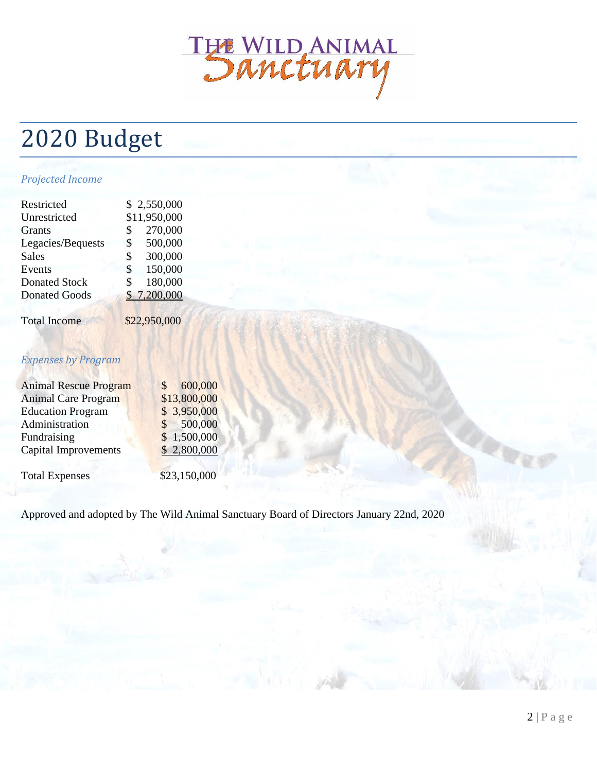THE WILD ANIMAL Sanctuary

# 2020 Budget

*Projected Income*

| | |
|---|---|
| Restricted | $ 2,550,000 |
| Unrestricted | $11,950,000 |
| Grants | $ 270,000 |
| Legacies/Bequests | $ 500,000 |
| Sales | $ 300,000 |
| Events | $ 150,000 |
| Donated Stock | $ 180,000 |
| Donated Goods | $ 7,200,000 |
| Total Income | $22,950,000 |

*Expenses by Program*

| | |
|---|---|
| Animal Rescue Program | $ 600,000 |
| Animal Care Program | $13,800,000 |
| Education Program | $ 3,950,000 |
| Administration | $ 500,000 |
| Fundraising | $ 1,500,000 |
| Capital Improvements | $ 2,800,000 |
| Total Expenses | $23,150,000 |

Approved and adopted by The Wild Animal Sanctuary Board of Directors January 22nd, 2020